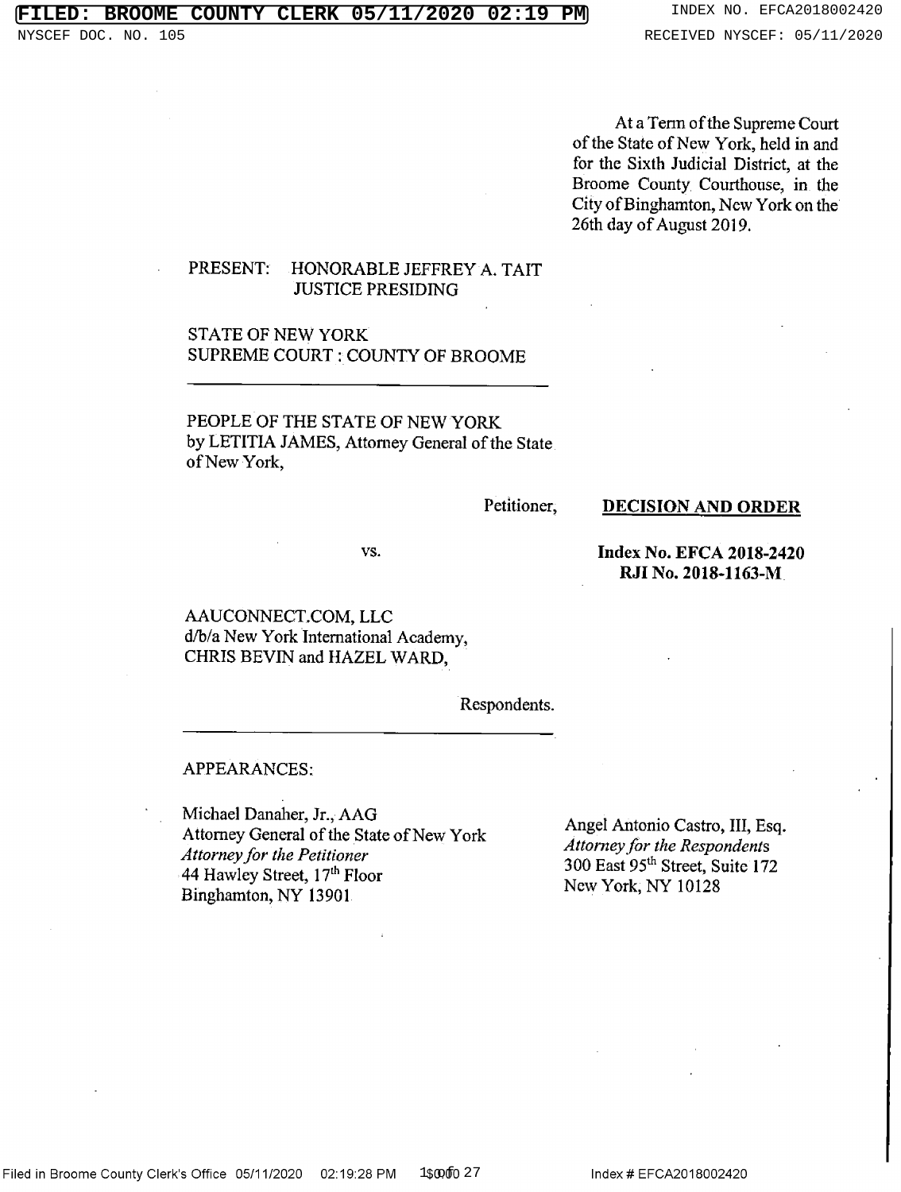At a Term of the Supreme Court of the State of New York, held in and for the Sixth Judicial District, at the Broome County Courthouse, in the City of Binghamton, New York on the 26th day of August 2019.

PRESENT: HONORABLE JEFFREY A. TAIT
JUSTICE PRESIDING

STATE OF NEW YORK
SUPREME COURT : COUNTY OF BROOME

---

PEOPLE OF THE STATE OF NEW YORK
by LETITIA JAMES, Attorney General of the State of New York,

Petitioner,

**DECISION AND ORDER**

vs.

**Index No. EFCA 2018-2420**
**RJI No. 2018-1163-M**

AAUCONNECT.COM, LLC
d/b/a New York International Academy,
CHRIS BEVIN and HAZEL WARD,

Respondents.

---

APPEARANCES:

Michael Danaher, Jr., AAG
Attorney General of the State of New York
*Attorney for the Petitioner*
44 Hawley Street, 17th Floor
Binghamton, NY 13901

Angel Antonio Castro, III, Esq.
*Attorney for the Respondents*
300 East 95th Street, Suite 172
New York, NY 10128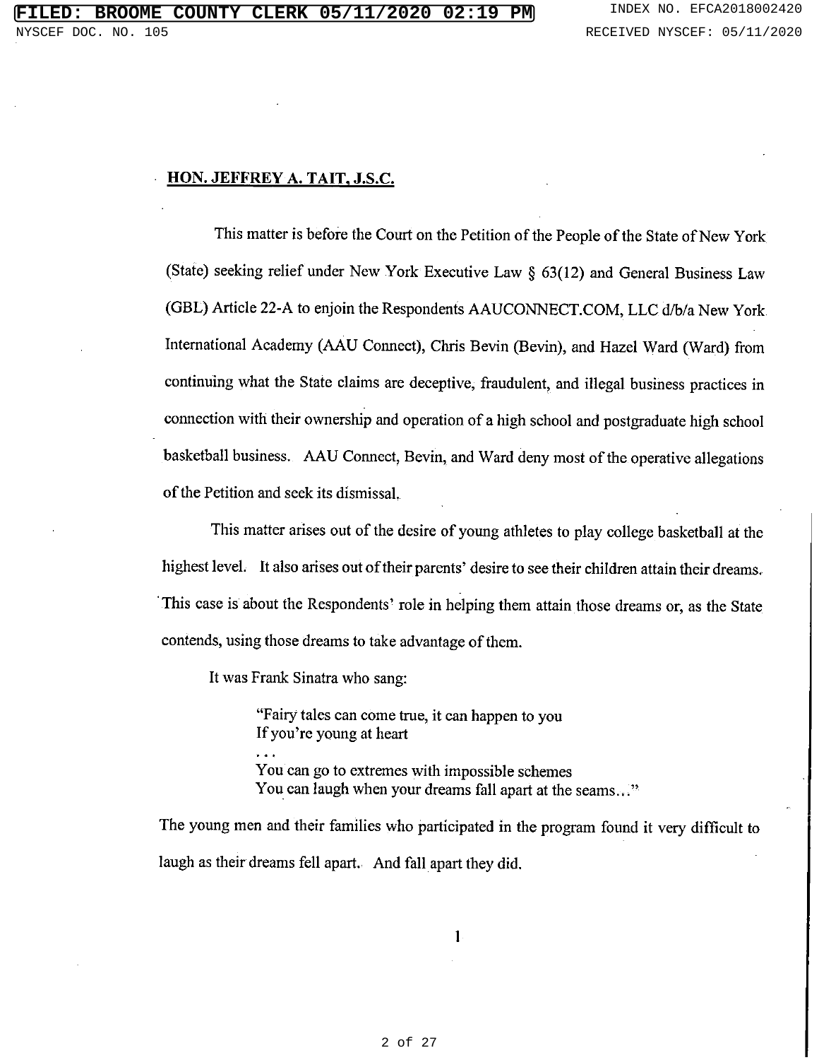**HON. JEFFREY A. TAIT, J.S.C.**

This matter is before the Court on the Petition of the People of the State of New York (State) seeking relief under New York Executive Law § 63(12) and General Business Law (GBL) Article 22-A to enjoin the Respondents AAUCONNECT.COM, LLC d/b/a New York International Academy (AAU Connect), Chris Bevin (Bevin), and Hazel Ward (Ward) from continuing what the State claims are deceptive, fraudulent, and illegal business practices in connection with their ownership and operation of a high school and postgraduate high school basketball business. AAU Connect, Bevin, and Ward deny most of the operative allegations of the Petition and seek its dismissal.

This matter arises out of the desire of young athletes to play college basketball at the highest level. It also arises out of their parents' desire to see their children attain their dreams. This case is about the Respondents' role in helping them attain those dreams or, as the State contends, using those dreams to take advantage of them.

It was Frank Sinatra who sang:

> "Fairy tales can come true, it can happen to you
> If you're young at heart
> . . .
> You can go to extremes with impossible schemes
> You can laugh when your dreams fall apart at the seams..."

The young men and their families who participated in the program found it very difficult to laugh as their dreams fell apart. And fall apart they did.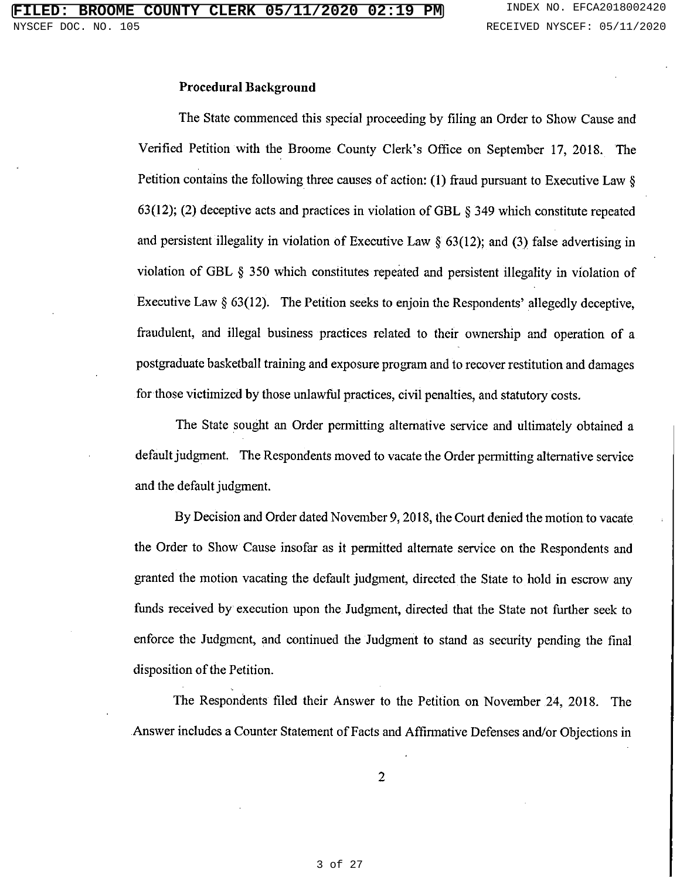**Procedural Background**

The State commenced this special proceeding by filing an Order to Show Cause and Verified Petition with the Broome County Clerk's Office on September 17, 2018. The Petition contains the following three causes of action: (1) fraud pursuant to Executive Law § 63(12); (2) deceptive acts and practices in violation of GBL § 349 which constitute repeated and persistent illegality in violation of Executive Law § 63(12); and (3) false advertising in violation of GBL § 350 which constitutes repeated and persistent illegality in violation of Executive Law § 63(12). The Petition seeks to enjoin the Respondents' allegedly deceptive, fraudulent, and illegal business practices related to their ownership and operation of a postgraduate basketball training and exposure program and to recover restitution and damages for those victimized by those unlawful practices, civil penalties, and statutory costs.

The State sought an Order permitting alternative service and ultimately obtained a default judgment. The Respondents moved to vacate the Order permitting alternative service and the default judgment.

By Decision and Order dated November 9, 2018, the Court denied the motion to vacate the Order to Show Cause insofar as it permitted alternate service on the Respondents and granted the motion vacating the default judgment, directed the State to hold in escrow any funds received by execution upon the Judgment, directed that the State not further seek to enforce the Judgment, and continued the Judgment to stand as security pending the final disposition of the Petition.

The Respondents filed their Answer to the Petition on November 24, 2018. The Answer includes a Counter Statement of Facts and Affirmative Defenses and/or Objections in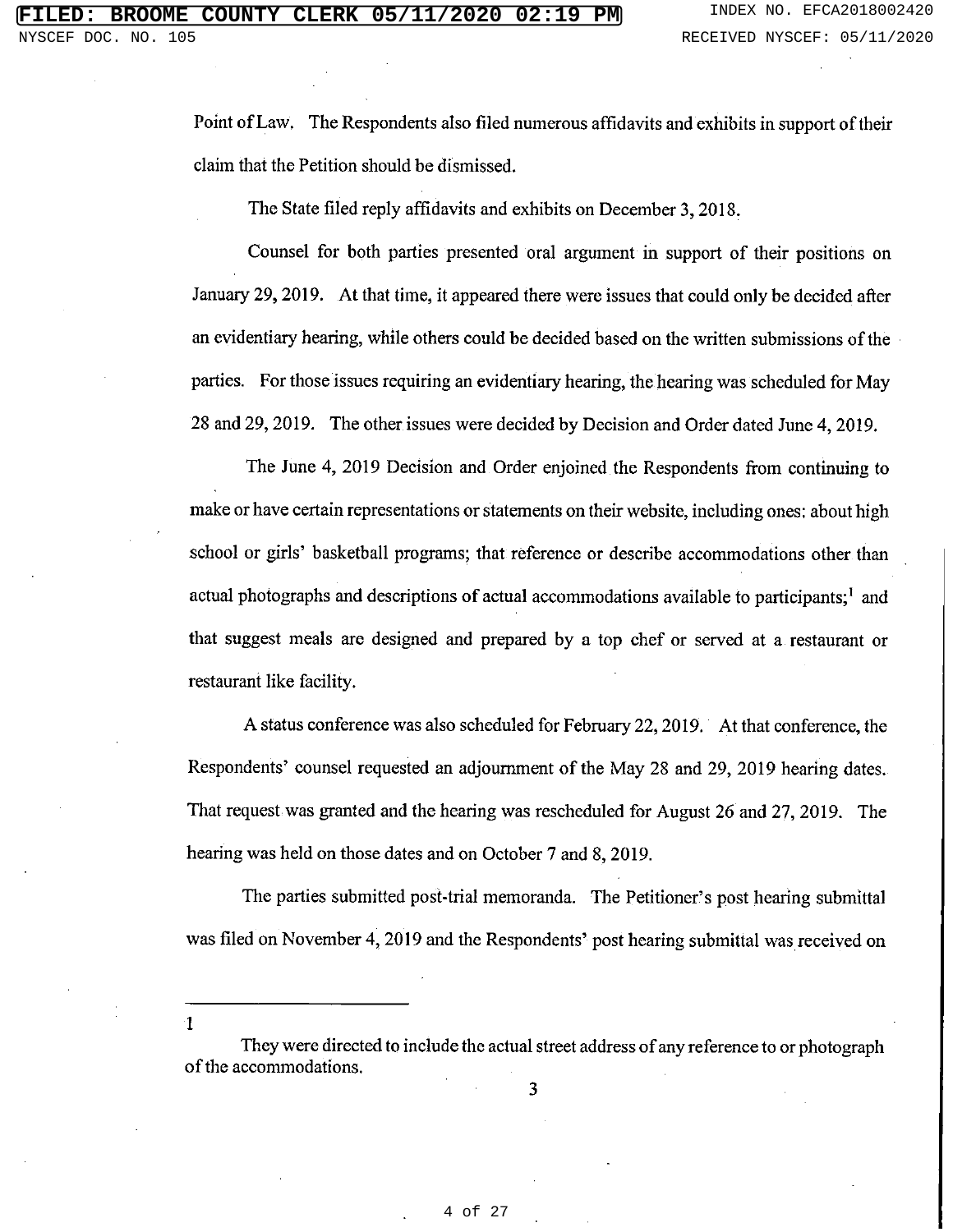Point of Law. The Respondents also filed numerous affidavits and exhibits in support of their claim that the Petition should be dismissed.

The State filed reply affidavits and exhibits on December 3, 2018.

Counsel for both parties presented oral argument in support of their positions on January 29, 2019. At that time, it appeared there were issues that could only be decided after an evidentiary hearing, while others could be decided based on the written submissions of the parties. For those issues requiring an evidentiary hearing, the hearing was scheduled for May 28 and 29, 2019. The other issues were decided by Decision and Order dated June 4, 2019.

The June 4, 2019 Decision and Order enjoined the Respondents from continuing to make or have certain representations or statements on their website, including ones: about high school or girls' basketball programs; that reference or describe accommodations other than actual photographs and descriptions of actual accommodations available to participants;[1] and that suggest meals are designed and prepared by a top chef or served at a restaurant or restaurant like facility.

A status conference was also scheduled for February 22, 2019. At that conference, the Respondents' counsel requested an adjournment of the May 28 and 29, 2019 hearing dates. That request was granted and the hearing was rescheduled for August 26 and 27, 2019. The hearing was held on those dates and on October 7 and 8, 2019.

The parties submitted post-trial memoranda. The Petitioner's post hearing submittal was filed on November 4, 2019 and the Respondents' post hearing submittal was received on

---

1

They were directed to include the actual street address of any reference to or photograph of the accommodations.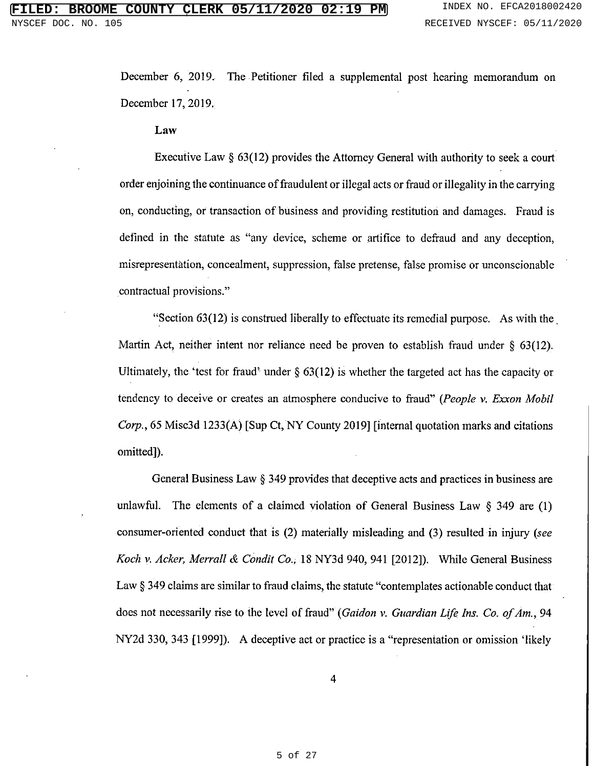December 6, 2019. The Petitioner filed a supplemental post hearing memorandum on December 17, 2019.

**Law**

Executive Law § 63(12) provides the Attorney General with authority to seek a court order enjoining the continuance of fraudulent or illegal acts or fraud or illegality in the carrying on, conducting, or transaction of business and providing restitution and damages. Fraud is defined in the statute as "any device, scheme or artifice to defraud and any deception, misrepresentation, concealment, suppression, false pretense, false promise or unconscionable contractual provisions."

"Section 63(12) is construed liberally to effectuate its remedial purpose. As with the Martin Act, neither intent nor reliance need be proven to establish fraud under § 63(12). Ultimately, the 'test for fraud' under § 63(12) is whether the targeted act has the capacity or tendency to deceive or creates an atmosphere conducive to fraud" (*People v. Exxon Mobil Corp.*, 65 Misc3d 1233(A) [Sup Ct, NY County 2019] [internal quotation marks and citations omitted]).

General Business Law § 349 provides that deceptive acts and practices in business are unlawful. The elements of a claimed violation of General Business Law § 349 are (1) consumer-oriented conduct that is (2) materially misleading and (3) resulted in injury (*see Koch v. Acker, Merrall & Condit Co.*, 18 NY3d 940, 941 [2012]). While General Business Law § 349 claims are similar to fraud claims, the statute "contemplates actionable conduct that does not necessarily rise to the level of fraud" (*Gaidon v. Guardian Life Ins. Co. of Am.*, 94 NY2d 330, 343 [1999]). A deceptive act or practice is a "representation or omission 'likely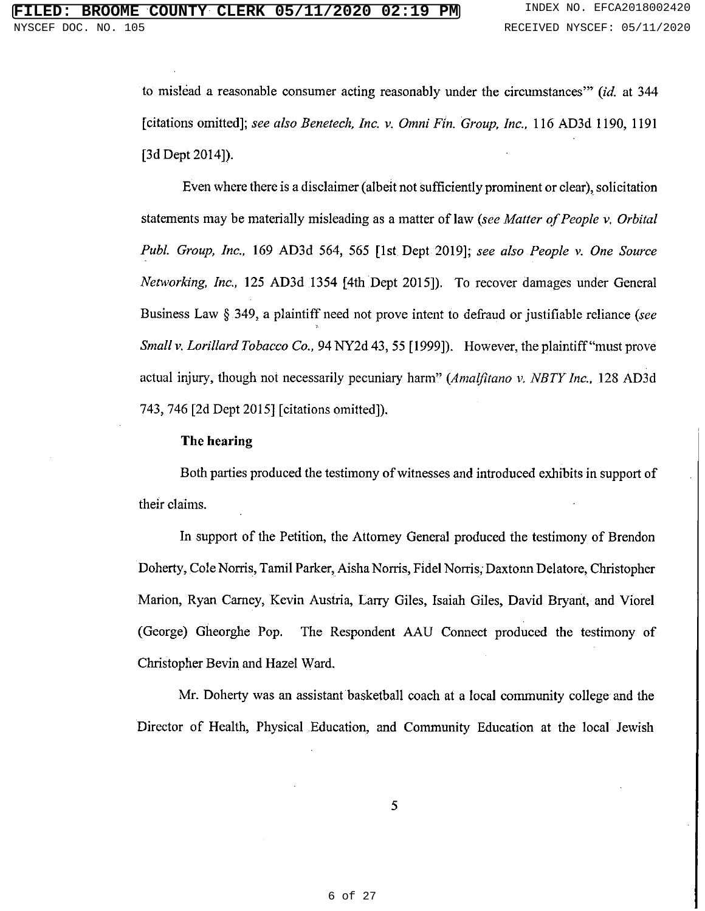to mislead a reasonable consumer acting reasonably under the circumstances'" (*id.* at 344 [citations omitted]; *see also Benetech, Inc. v. Omni Fin. Group, Inc.*, 116 AD3d 1190, 1191 [3d Dept 2014]).

Even where there is a disclaimer (albeit not sufficiently prominent or clear), solicitation statements may be materially misleading as a matter of law (*see Matter of People v. Orbital Publ. Group, Inc.*, 169 AD3d 564, 565 [1st Dept 2019]; *see also People v. One Source Networking, Inc.*, 125 AD3d 1354 [4th Dept 2015]). To recover damages under General Business Law § 349, a plaintiff need not prove intent to defraud or justifiable reliance (*see Small v. Lorillard Tobacco Co.*, 94 NY2d 43, 55 [1999]). However, the plaintiff "must prove actual injury, though not necessarily pecuniary harm" (*Amalfitano v. NBTY Inc.*, 128 AD3d 743, 746 [2d Dept 2015] [citations omitted]).

**The hearing**

Both parties produced the testimony of witnesses and introduced exhibits in support of their claims.

In support of the Petition, the Attorney General produced the testimony of Brendon Doherty, Cole Norris, Tamil Parker, Aisha Norris, Fidel Norris, Daxtonn Delatore, Christopher Marion, Ryan Carney, Kevin Austria, Larry Giles, Isaiah Giles, David Bryant, and Viorel (George) Gheorghe Pop. The Respondent AAU Connect produced the testimony of Christopher Bevin and Hazel Ward.

Mr. Doherty was an assistant basketball coach at a local community college and the Director of Health, Physical Education, and Community Education at the local Jewish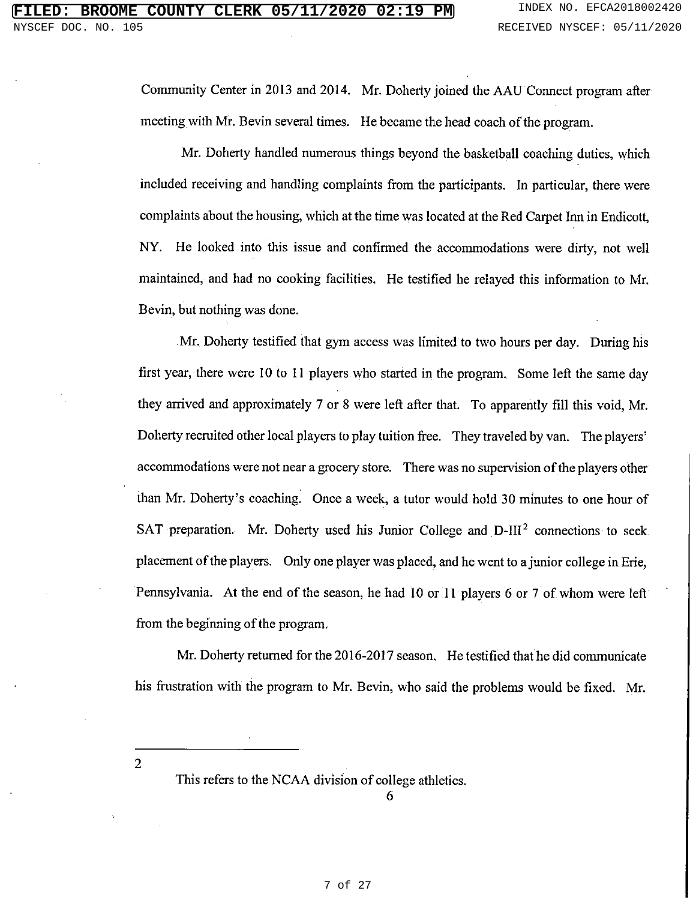Community Center in 2013 and 2014. Mr. Doherty joined the AAU Connect program after meeting with Mr. Bevin several times. He became the head coach of the program.

Mr. Doherty handled numerous things beyond the basketball coaching duties, which included receiving and handling complaints from the participants. In particular, there were complaints about the housing, which at the time was located at the Red Carpet Inn in Endicott, NY. He looked into this issue and confirmed the accommodations were dirty, not well maintained, and had no cooking facilities. He testified he relayed this information to Mr. Bevin, but nothing was done.

Mr. Doherty testified that gym access was limited to two hours per day. During his first year, there were 10 to 11 players who started in the program. Some left the same day they arrived and approximately 7 or 8 were left after that. To apparently fill this void, Mr. Doherty recruited other local players to play tuition free. They traveled by van. The players' accommodations were not near a grocery store. There was no supervision of the players other than Mr. Doherty's coaching. Once a week, a tutor would hold 30 minutes to one hour of SAT preparation. Mr. Doherty used his Junior College and D-III[2] connections to seek placement of the players. Only one player was placed, and he went to a junior college in Erie, Pennsylvania. At the end of the season, he had 10 or 11 players 6 or 7 of whom were left from the beginning of the program.

Mr. Doherty returned for the 2016-2017 season. He testified that he did communicate his frustration with the program to Mr. Bevin, who said the problems would be fixed. Mr.

---

2 This refers to the NCAA division of college athletics.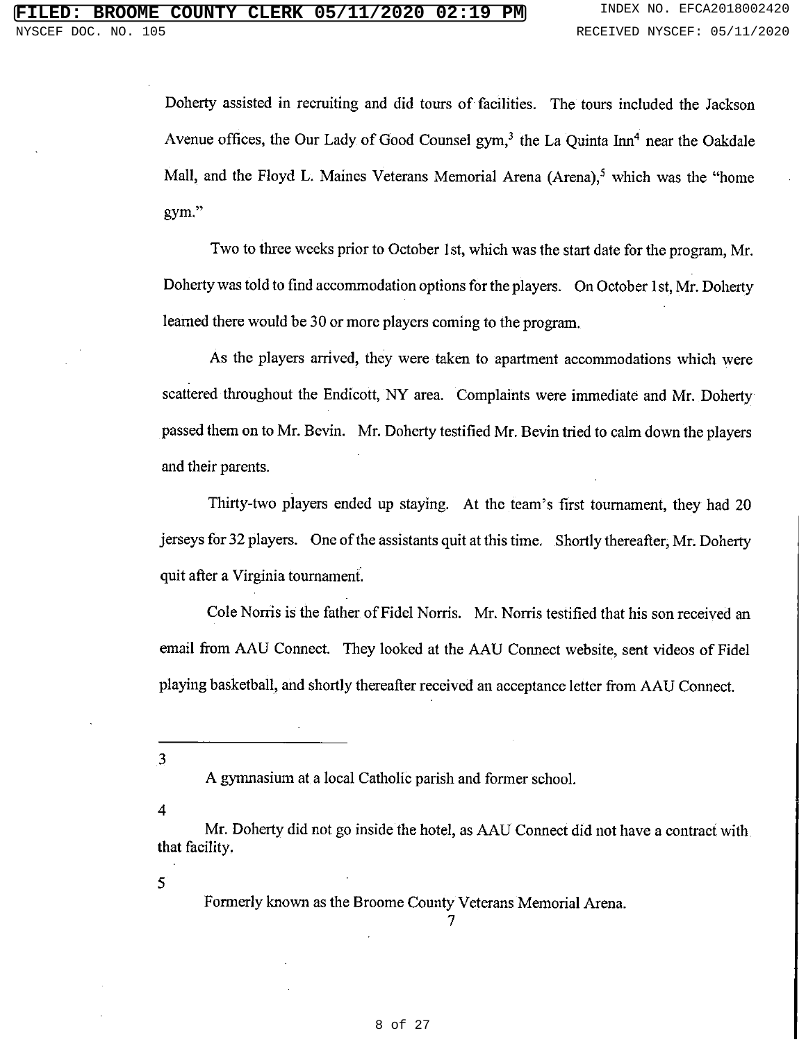Doherty assisted in recruiting and did tours of facilities. The tours included the Jackson Avenue offices, the Our Lady of Good Counsel gym,[3] the La Quinta Inn[4] near the Oakdale Mall, and the Floyd L. Maines Veterans Memorial Arena (Arena),[5] which was the "home gym."

Two to three weeks prior to October 1st, which was the start date for the program, Mr. Doherty was told to find accommodation options for the players. On October 1st, Mr. Doherty learned there would be 30 or more players coming to the program.

As the players arrived, they were taken to apartment accommodations which were scattered throughout the Endicott, NY area. Complaints were immediate and Mr. Doherty passed them on to Mr. Bevin. Mr. Doherty testified Mr. Bevin tried to calm down the players and their parents.

Thirty-two players ended up staying. At the team's first tournament, they had 20 jerseys for 32 players. One of the assistants quit at this time. Shortly thereafter, Mr. Doherty quit after a Virginia tournament.

Cole Norris is the father of Fidel Norris. Mr. Norris testified that his son received an email from AAU Connect. They looked at the AAU Connect website, sent videos of Fidel playing basketball, and shortly thereafter received an acceptance letter from AAU Connect.

---

[3] A gymnasium at a local Catholic parish and former school.

[4] Mr. Doherty did not go inside the hotel, as AAU Connect did not have a contract with that facility.

[5] Formerly known as the Broome County Veterans Memorial Arena.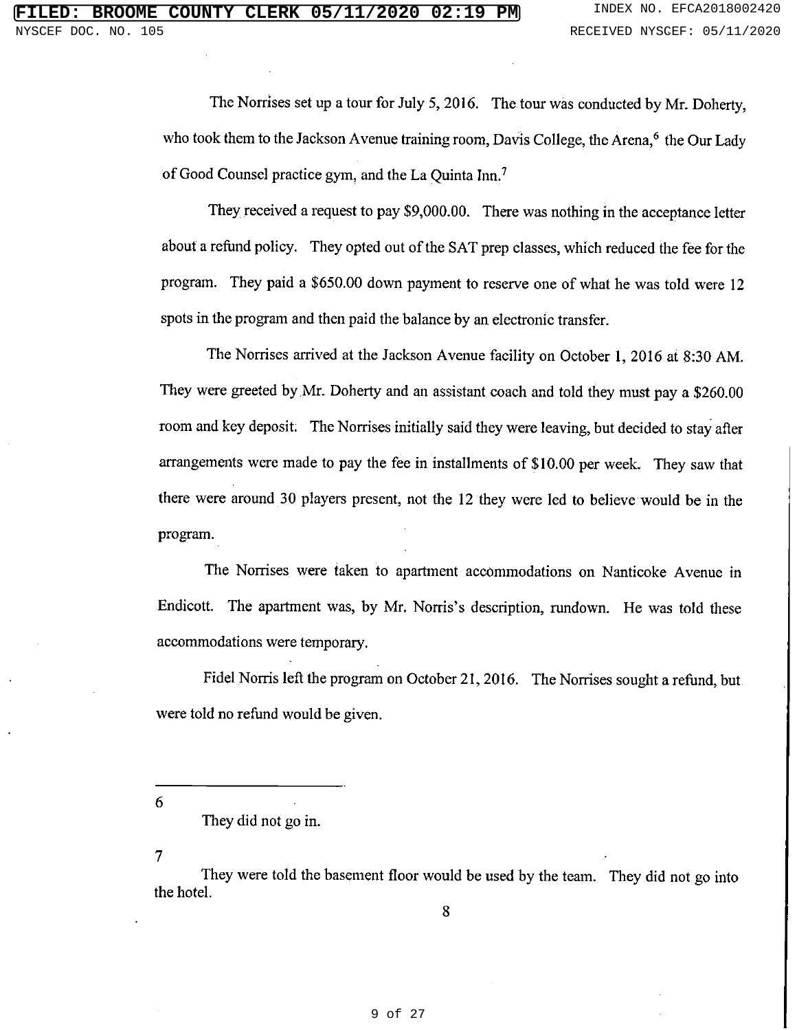The Norrises set up a tour for July 5, 2016. The tour was conducted by Mr. Doherty, who took them to the Jackson Avenue training room, Davis College, the Arena,[6] the Our Lady of Good Counsel practice gym, and the La Quinta Inn.[7]

They received a request to pay $9,000.00. There was nothing in the acceptance letter about a refund policy. They opted out of the SAT prep classes, which reduced the fee for the program. They paid a $650.00 down payment to reserve one of what he was told were 12 spots in the program and then paid the balance by an electronic transfer.

The Norrises arrived at the Jackson Avenue facility on October 1, 2016 at 8:30 AM. They were greeted by Mr. Doherty and an assistant coach and told they must pay a $260.00 room and key deposit. The Norrises initially said they were leaving, but decided to stay after arrangements were made to pay the fee in installments of $10.00 per week. They saw that there were around 30 players present, not the 12 they were led to believe would be in the program.

The Norrises were taken to apartment accommodations on Nanticoke Avenue in Endicott. The apartment was, by Mr. Norris's description, rundown. He was told these accommodations were temporary.

Fidel Norris left the program on October 21, 2016. The Norrises sought a refund, but were told no refund would be given.

---

6 They did not go in.

7 They were told the basement floor would be used by the team. They did not go into the hotel.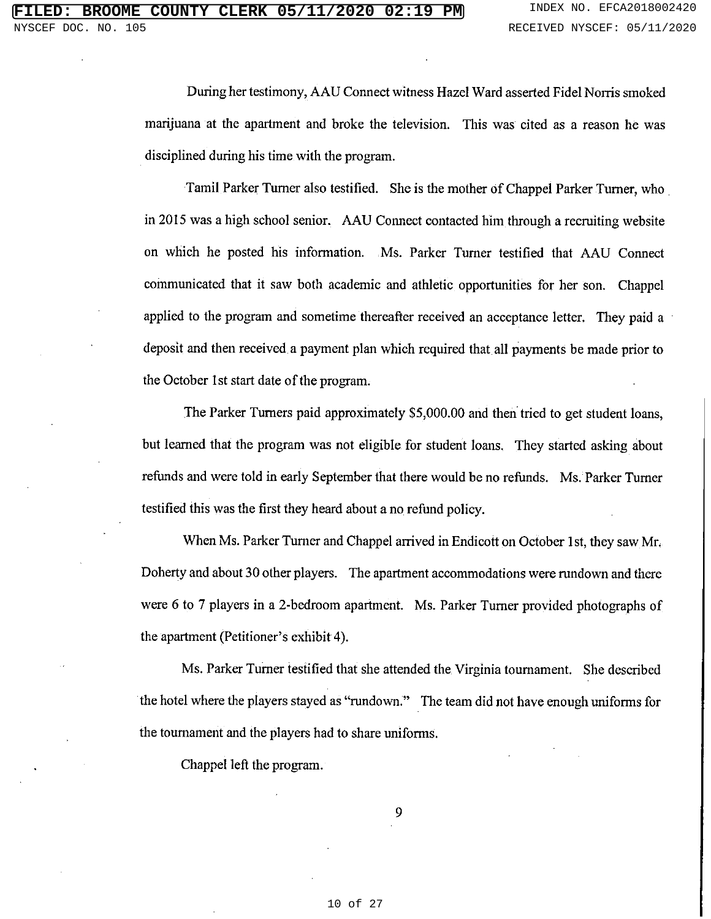During her testimony, AAU Connect witness Hazel Ward asserted Fidel Norris smoked marijuana at the apartment and broke the television. This was cited as a reason he was disciplined during his time with the program.

Tamil Parker Turner also testified. She is the mother of Chappel Parker Turner, who in 2015 was a high school senior. AAU Connect contacted him through a recruiting website on which he posted his information. Ms. Parker Turner testified that AAU Connect communicated that it saw both academic and athletic opportunities for her son. Chappel applied to the program and sometime thereafter received an acceptance letter. They paid a deposit and then received a payment plan which required that all payments be made prior to the October 1st start date of the program.

The Parker Turners paid approximately $5,000.00 and then tried to get student loans, but learned that the program was not eligible for student loans. They started asking about refunds and were told in early September that there would be no refunds. Ms. Parker Turner testified this was the first they heard about a no refund policy.

When Ms. Parker Turner and Chappel arrived in Endicott on October 1st, they saw Mr. Doherty and about 30 other players. The apartment accommodations were rundown and there were 6 to 7 players in a 2-bedroom apartment. Ms. Parker Turner provided photographs of the apartment (Petitioner's exhibit 4).

Ms. Parker Turner testified that she attended the Virginia tournament. She described the hotel where the players stayed as "rundown." The team did not have enough uniforms for the tournament and the players had to share uniforms.

Chappel left the program.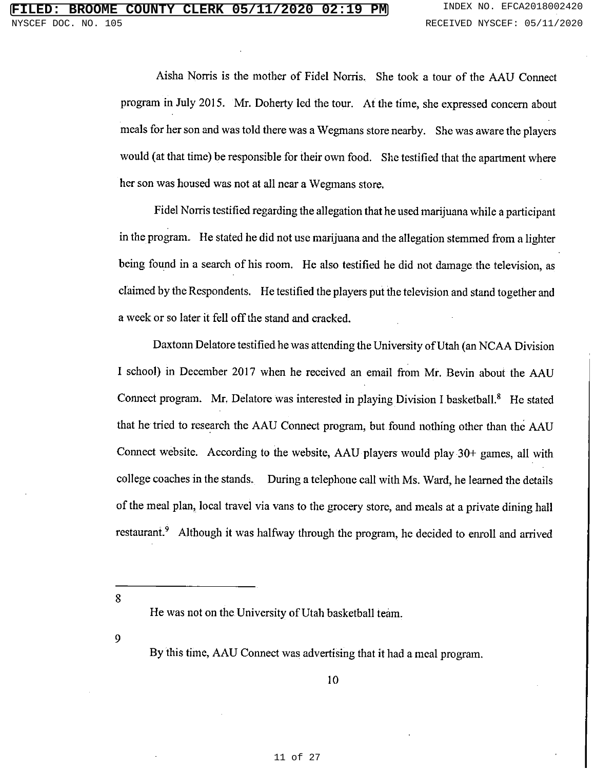Aisha Norris is the mother of Fidel Norris. She took a tour of the AAU Connect program in July 2015. Mr. Doherty led the tour. At the time, she expressed concern about meals for her son and was told there was a Wegmans store nearby. She was aware the players would (at that time) be responsible for their own food. She testified that the apartment where her son was housed was not at all near a Wegmans store.

Fidel Norris testified regarding the allegation that he used marijuana while a participant in the program. He stated he did not use marijuana and the allegation stemmed from a lighter being found in a search of his room. He also testified he did not damage the television, as claimed by the Respondents. He testified the players put the television and stand together and a week or so later it fell off the stand and cracked.

Daxtonn Delatore testified he was attending the University of Utah (an NCAA Division I school) in December 2017 when he received an email from Mr. Bevin about the AAU Connect program. Mr. Delatore was interested in playing Division I basketball.[8] He stated that he tried to research the AAU Connect program, but found nothing other than the AAU Connect website. According to the website, AAU players would play 30+ games, all with college coaches in the stands. During a telephone call with Ms. Ward, he learned the details of the meal plan, local travel via vans to the grocery store, and meals at a private dining hall restaurant.[9] Although it was halfway through the program, he decided to enroll and arrived

---

8 He was not on the University of Utah basketball team.

9 By this time, AAU Connect was advertising that it had a meal program.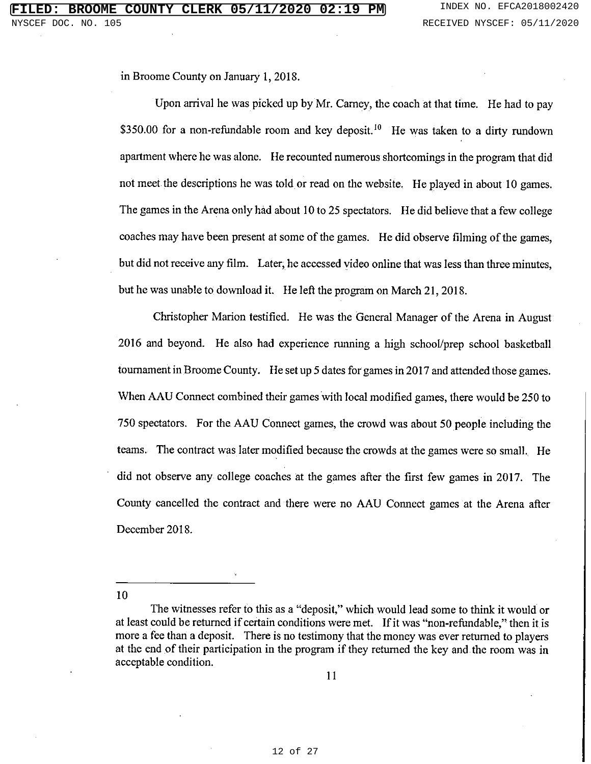in Broome County on January 1, 2018.

Upon arrival he was picked up by Mr. Carney, the coach at that time. He had to pay $350.00 for a non-refundable room and key deposit.[10] He was taken to a dirty rundown apartment where he was alone. He recounted numerous shortcomings in the program that did not meet the descriptions he was told or read on the website. He played in about 10 games. The games in the Arena only had about 10 to 25 spectators. He did believe that a few college coaches may have been present at some of the games. He did observe filming of the games, but did not receive any film. Later, he accessed video online that was less than three minutes, but he was unable to download it. He left the program on March 21, 2018.

Christopher Marion testified. He was the General Manager of the Arena in August 2016 and beyond. He also had experience running a high school/prep school basketball tournament in Broome County. He set up 5 dates for games in 2017 and attended those games. When AAU Connect combined their games with local modified games, there would be 250 to 750 spectators. For the AAU Connect games, the crowd was about 50 people including the teams. The contract was later modified because the crowds at the games were so small. He did not observe any college coaches at the games after the first few games in 2017. The County cancelled the contract and there were no AAU Connect games at the Arena after December 2018.

---

10

The witnesses refer to this as a "deposit," which would lead some to think it would or at least could be returned if certain conditions were met. If it was "non-refundable," then it is more a fee than a deposit. There is no testimony that the money was ever returned to players at the end of their participation in the program if they returned the key and the room was in acceptable condition.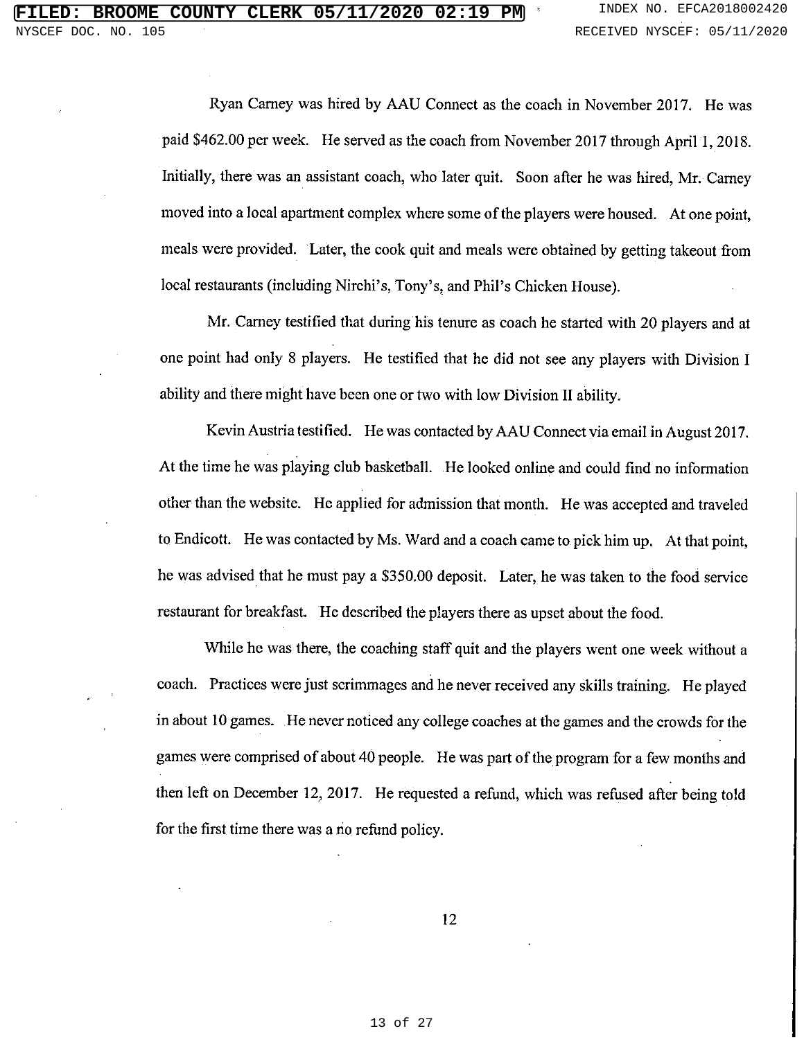Ryan Carney was hired by AAU Connect as the coach in November 2017. He was paid $462.00 per week. He served as the coach from November 2017 through April 1, 2018. Initially, there was an assistant coach, who later quit. Soon after he was hired, Mr. Carney moved into a local apartment complex where some of the players were housed. At one point, meals were provided. Later, the cook quit and meals were obtained by getting takeout from local restaurants (including Nirchi's, Tony's, and Phil's Chicken House).

Mr. Carney testified that during his tenure as coach he started with 20 players and at one point had only 8 players. He testified that he did not see any players with Division I ability and there might have been one or two with low Division II ability.

Kevin Austria testified. He was contacted by AAU Connect via email in August 2017. At the time he was playing club basketball. He looked online and could find no information other than the website. He applied for admission that month. He was accepted and traveled to Endicott. He was contacted by Ms. Ward and a coach came to pick him up. At that point, he was advised that he must pay a $350.00 deposit. Later, he was taken to the food service restaurant for breakfast. He described the players there as upset about the food.

While he was there, the coaching staff quit and the players went one week without a coach. Practices were just scrimmages and he never received any skills training. He played in about 10 games. He never noticed any college coaches at the games and the crowds for the games were comprised of about 40 people. He was part of the program for a few months and then left on December 12, 2017. He requested a refund, which was refused after being told for the first time there was a no refund policy.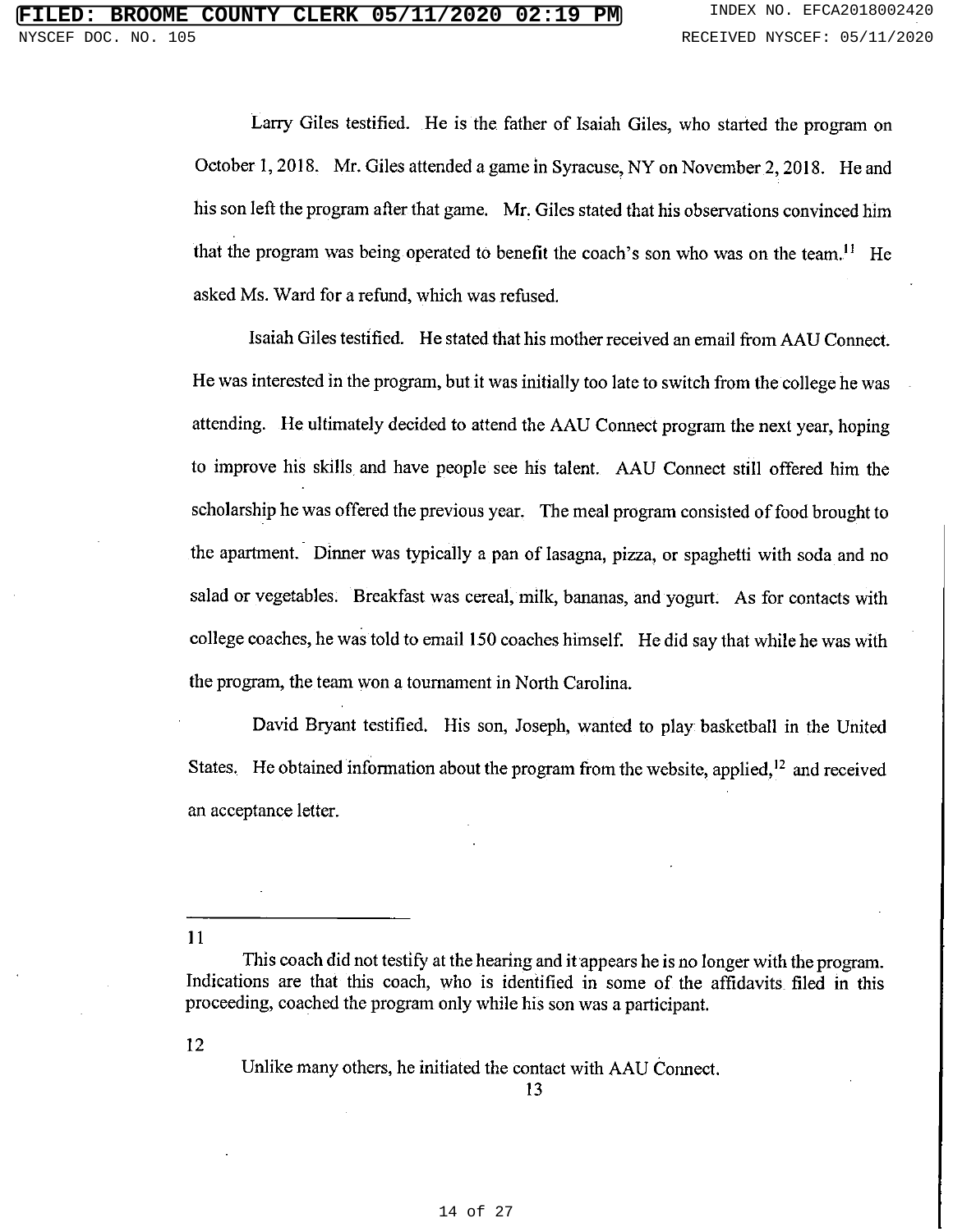Larry Giles testified. He is the father of Isaiah Giles, who started the program on October 1, 2018. Mr. Giles attended a game in Syracuse, NY on November 2, 2018. He and his son left the program after that game. Mr. Giles stated that his observations convinced him that the program was being operated to benefit the coach's son who was on the team.[11] He asked Ms. Ward for a refund, which was refused.

Isaiah Giles testified. He stated that his mother received an email from AAU Connect. He was interested in the program, but it was initially too late to switch from the college he was attending. He ultimately decided to attend the AAU Connect program the next year, hoping to improve his skills and have people see his talent. AAU Connect still offered him the scholarship he was offered the previous year. The meal program consisted of food brought to the apartment. Dinner was typically a pan of lasagna, pizza, or spaghetti with soda and no salad or vegetables. Breakfast was cereal, milk, bananas, and yogurt. As for contacts with college coaches, he was told to email 150 coaches himself. He did say that while he was with the program, the team won a tournament in North Carolina.

David Bryant testified. His son, Joseph, wanted to play basketball in the United States. He obtained information about the program from the website, applied,[12] and received an acceptance letter.

---

[11] This coach did not testify at the hearing and it appears he is no longer with the program. Indications are that this coach, who is identified in some of the affidavits filed in this proceeding, coached the program only while his son was a participant.

[12] Unlike many others, he initiated the contact with AAU Connect.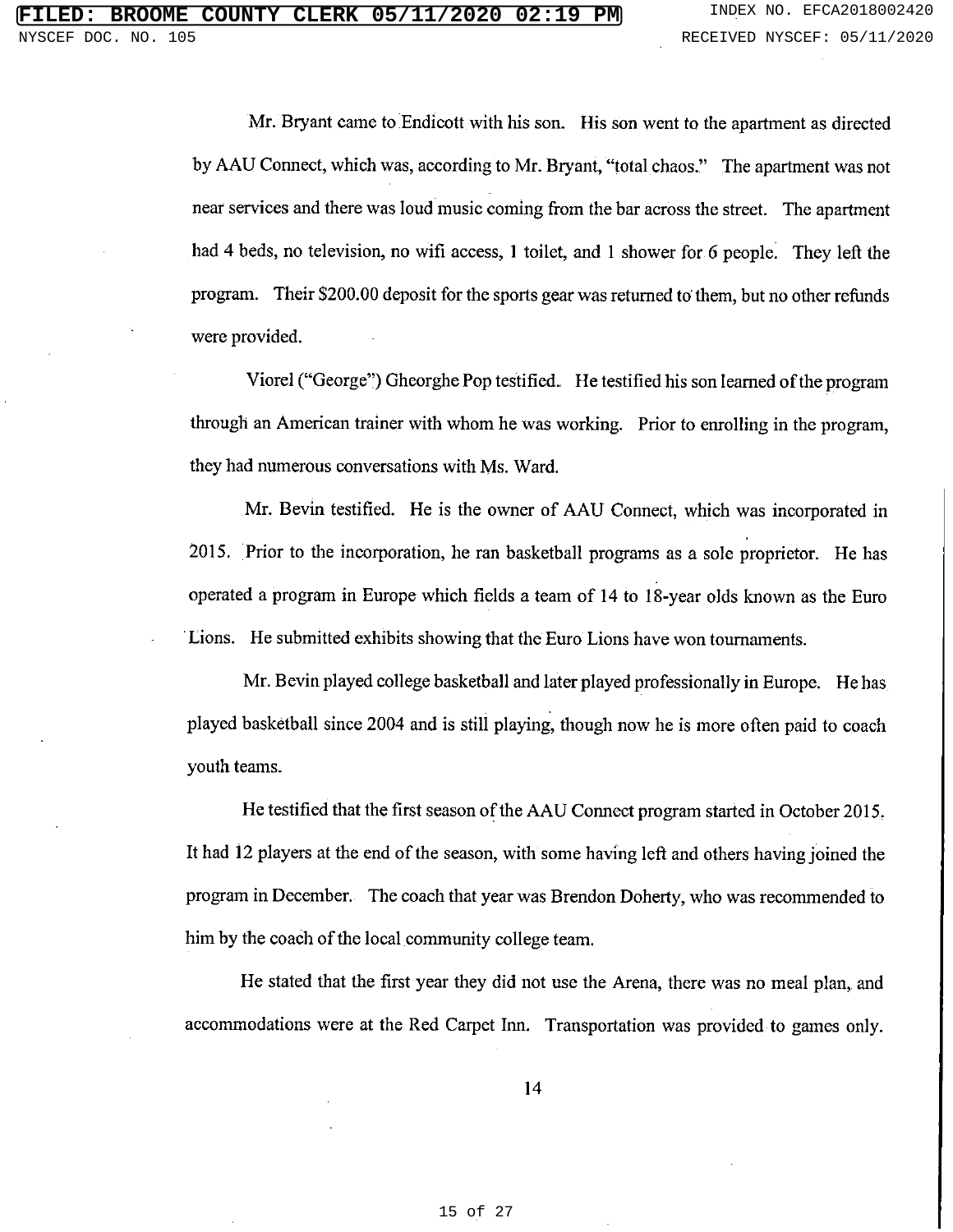Mr. Bryant came to Endicott with his son. His son went to the apartment as directed by AAU Connect, which was, according to Mr. Bryant, "total chaos." The apartment was not near services and there was loud music coming from the bar across the street. The apartment had 4 beds, no television, no wifi access, 1 toilet, and 1 shower for 6 people. They left the program. Their $200.00 deposit for the sports gear was returned to them, but no other refunds were provided.

Viorel ("George") Gheorghe Pop testified. He testified his son learned of the program through an American trainer with whom he was working. Prior to enrolling in the program, they had numerous conversations with Ms. Ward.

Mr. Bevin testified. He is the owner of AAU Connect, which was incorporated in 2015. Prior to the incorporation, he ran basketball programs as a sole proprietor. He has operated a program in Europe which fields a team of 14 to 18-year olds known as the Euro Lions. He submitted exhibits showing that the Euro Lions have won tournaments.

Mr. Bevin played college basketball and later played professionally in Europe. He has played basketball since 2004 and is still playing, though now he is more often paid to coach youth teams.

He testified that the first season of the AAU Connect program started in October 2015. It had 12 players at the end of the season, with some having left and others having joined the program in December. The coach that year was Brendon Doherty, who was recommended to him by the coach of the local community college team.

He stated that the first year they did not use the Arena, there was no meal plan, and accommodations were at the Red Carpet Inn. Transportation was provided to games only.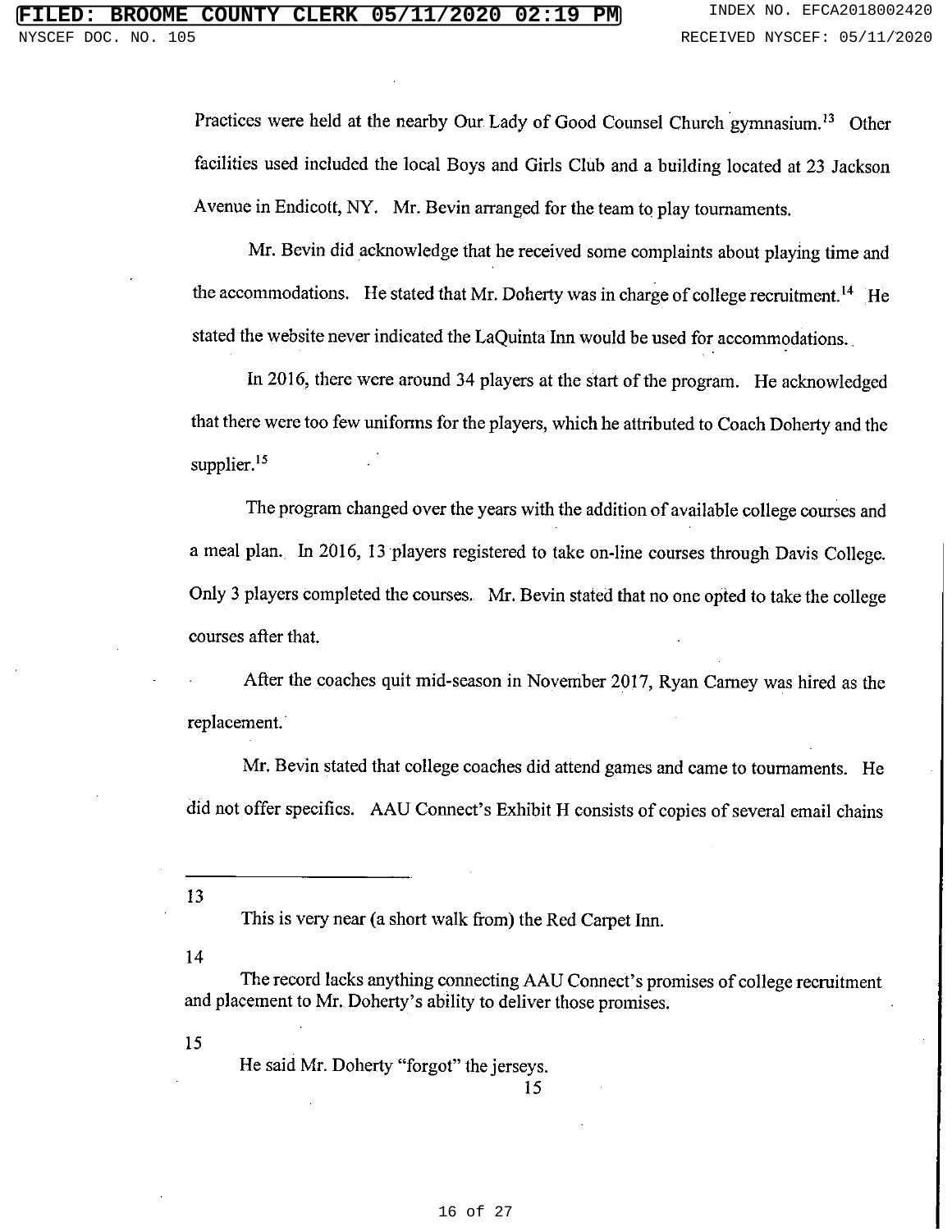Practices were held at the nearby Our Lady of Good Counsel Church gymnasium.[13] Other facilities used included the local Boys and Girls Club and a building located at 23 Jackson Avenue in Endicott, NY. Mr. Bevin arranged for the team to play tournaments.

Mr. Bevin did acknowledge that he received some complaints about playing time and the accommodations. He stated that Mr. Doherty was in charge of college recruitment.[14] He stated the website never indicated the LaQuinta Inn would be used for accommodations.

In 2016, there were around 34 players at the start of the program. He acknowledged that there were too few uniforms for the players, which he attributed to Coach Doherty and the supplier.[15]

The program changed over the years with the addition of available college courses and a meal plan. In 2016, 13 players registered to take on-line courses through Davis College. Only 3 players completed the courses. Mr. Bevin stated that no one opted to take the college courses after that.

After the coaches quit mid-season in November 2017, Ryan Carney was hired as the replacement.

Mr. Bevin stated that college coaches did attend games and came to tournaments. He did not offer specifics. AAU Connect's Exhibit H consists of copies of several email chains

---

13

This is very near (a short walk from) the Red Carpet Inn.

14

The record lacks anything connecting AAU Connect's promises of college recruitment and placement to Mr. Doherty's ability to deliver those promises.

15

He said Mr. Doherty "forgot" the jerseys.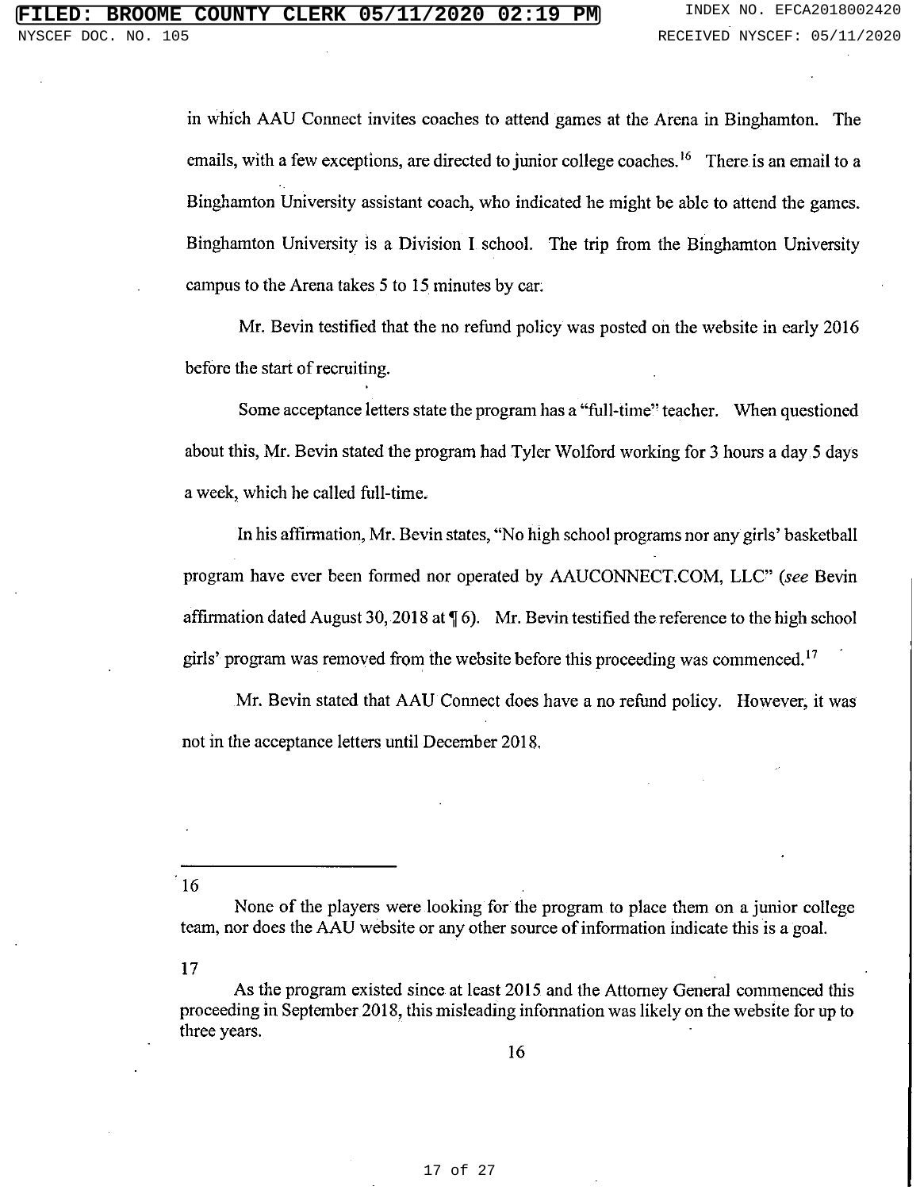in which AAU Connect invites coaches to attend games at the Arena in Binghamton. The emails, with a few exceptions, are directed to junior college coaches.[16] There is an email to a Binghamton University assistant coach, who indicated he might be able to attend the games. Binghamton University is a Division I school. The trip from the Binghamton University campus to the Arena takes 5 to 15 minutes by car.

Mr. Bevin testified that the no refund policy was posted on the website in early 2016 before the start of recruiting.

Some acceptance letters state the program has a "full-time" teacher. When questioned about this, Mr. Bevin stated the program had Tyler Wolford working for 3 hours a day 5 days a week, which he called full-time.

In his affirmation, Mr. Bevin states, "No high school programs nor any girls' basketball program have ever been formed nor operated by AAUCONNECT.COM, LLC" (*see* Bevin affirmation dated August 30, 2018 at ¶ 6). Mr. Bevin testified the reference to the high school girls' program was removed from the website before this proceeding was commenced.[17]

Mr. Bevin stated that AAU Connect does have a no refund policy. However, it was not in the acceptance letters until December 2018.

---

16

None of the players were looking for the program to place them on a junior college team, nor does the AAU website or any other source of information indicate this is a goal.

17

As the program existed since at least 2015 and the Attorney General commenced this proceeding in September 2018, this misleading information was likely on the website for up to three years.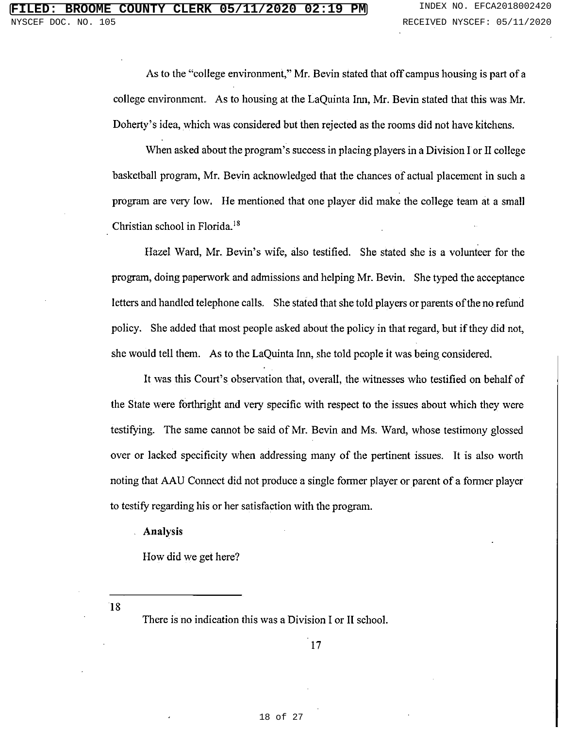As to the "college environment," Mr. Bevin stated that off campus housing is part of a college environment. As to housing at the LaQuinta Inn, Mr. Bevin stated that this was Mr. Doherty's idea, which was considered but then rejected as the rooms did not have kitchens.

When asked about the program's success in placing players in a Division I or II college basketball program, Mr. Bevin acknowledged that the chances of actual placement in such a program are very low. He mentioned that one player did make the college team at a small Christian school in Florida.[18]

Hazel Ward, Mr. Bevin's wife, also testified. She stated she is a volunteer for the program, doing paperwork and admissions and helping Mr. Bevin. She typed the acceptance letters and handled telephone calls. She stated that she told players or parents of the no refund policy. She added that most people asked about the policy in that regard, but if they did not, she would tell them. As to the LaQuinta Inn, she told people it was being considered.

It was this Court's observation that, overall, the witnesses who testified on behalf of the State were forthright and very specific with respect to the issues about which they were testifying. The same cannot be said of Mr. Bevin and Ms. Ward, whose testimony glossed over or lacked specificity when addressing many of the pertinent issues. It is also worth noting that AAU Connect did not produce a single former player or parent of a former player to testify regarding his or her satisfaction with the program.

**Analysis**

How did we get here?

---

18 There is no indication this was a Division I or II school.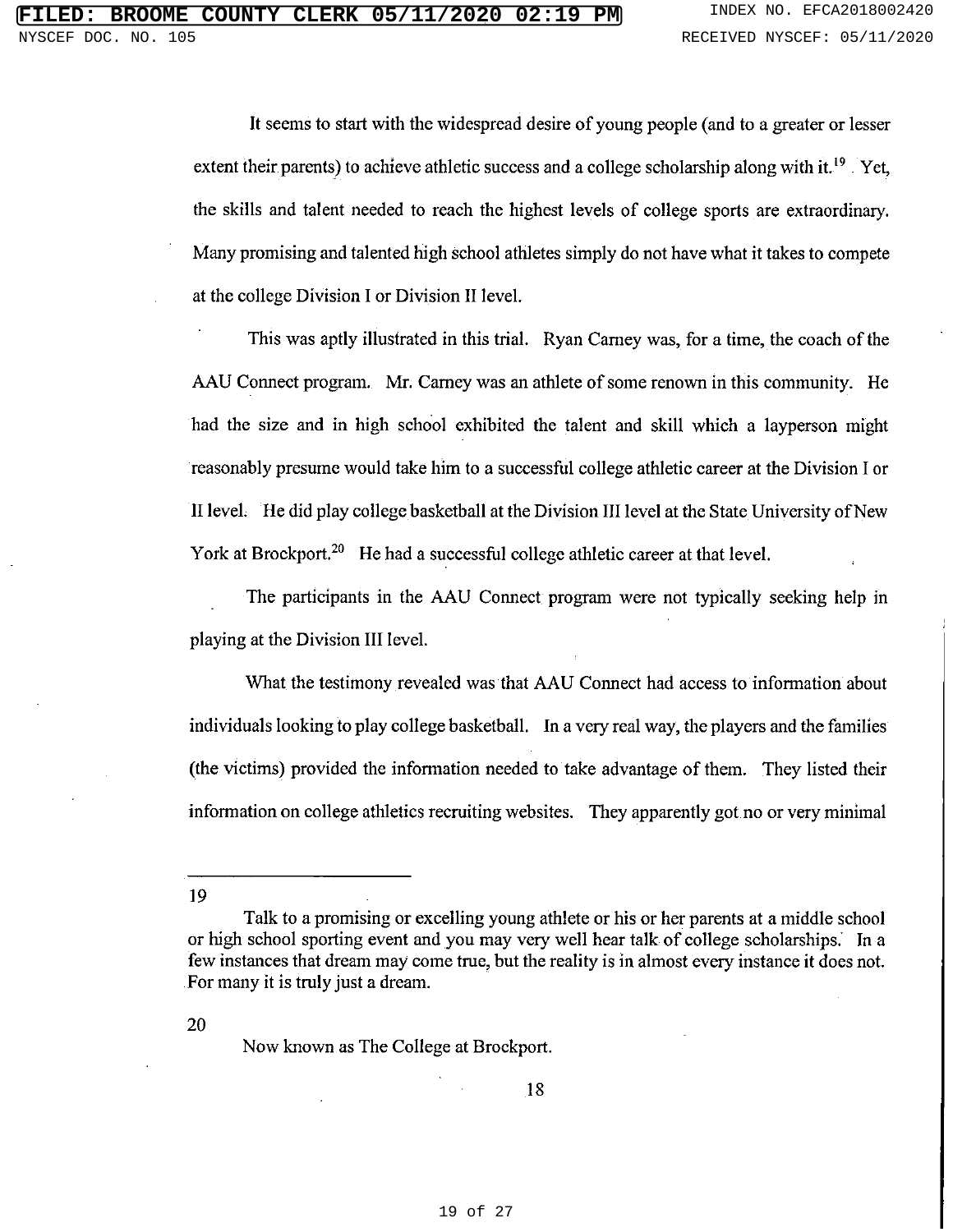It seems to start with the widespread desire of young people (and to a greater or lesser extent their parents) to achieve athletic success and a college scholarship along with it.[19] Yet, the skills and talent needed to reach the highest levels of college sports are extraordinary. Many promising and talented high school athletes simply do not have what it takes to compete at the college Division I or Division II level.

This was aptly illustrated in this trial. Ryan Carney was, for a time, the coach of the AAU Connect program. Mr. Carney was an athlete of some renown in this community. He had the size and in high school exhibited the talent and skill which a layperson might reasonably presume would take him to a successful college athletic career at the Division I or II level. He did play college basketball at the Division III level at the State University of New York at Brockport.[20] He had a successful college athletic career at that level.

The participants in the AAU Connect program were not typically seeking help in playing at the Division III level.

What the testimony revealed was that AAU Connect had access to information about individuals looking to play college basketball. In a very real way, the players and the families (the victims) provided the information needed to take advantage of them. They listed their information on college athletics recruiting websites. They apparently got no or very minimal

---

19

Talk to a promising or excelling young athlete or his or her parents at a middle school or high school sporting event and you may very well hear talk of college scholarships. In a few instances that dream may come true, but the reality is in almost every instance it does not. For many it is truly just a dream.

20

Now known as The College at Brockport.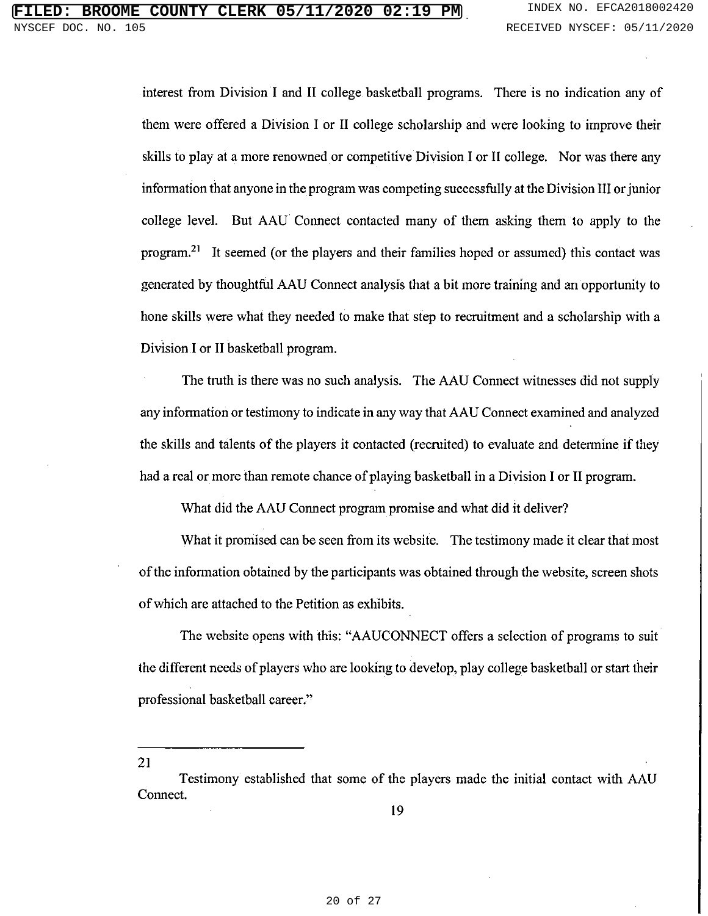interest from Division I and II college basketball programs. There is no indication any of them were offered a Division I or II college scholarship and were looking to improve their skills to play at a more renowned or competitive Division I or II college. Nor was there any information that anyone in the program was competing successfully at the Division III or junior college level. But AAU Connect contacted many of them asking them to apply to the program.[21] It seemed (or the players and their families hoped or assumed) this contact was generated by thoughtful AAU Connect analysis that a bit more training and an opportunity to hone skills were what they needed to make that step to recruitment and a scholarship with a Division I or II basketball program.

The truth is there was no such analysis. The AAU Connect witnesses did not supply any information or testimony to indicate in any way that AAU Connect examined and analyzed the skills and talents of the players it contacted (recruited) to evaluate and determine if they had a real or more than remote chance of playing basketball in a Division I or II program.

What did the AAU Connect program promise and what did it deliver?

What it promised can be seen from its website. The testimony made it clear that most of the information obtained by the participants was obtained through the website, screen shots of which are attached to the Petition as exhibits.

The website opens with this: "AAUCONNECT offers a selection of programs to suit the different needs of players who are looking to develop, play college basketball or start their professional basketball career."

---

21 Testimony established that some of the players made the initial contact with AAU Connect.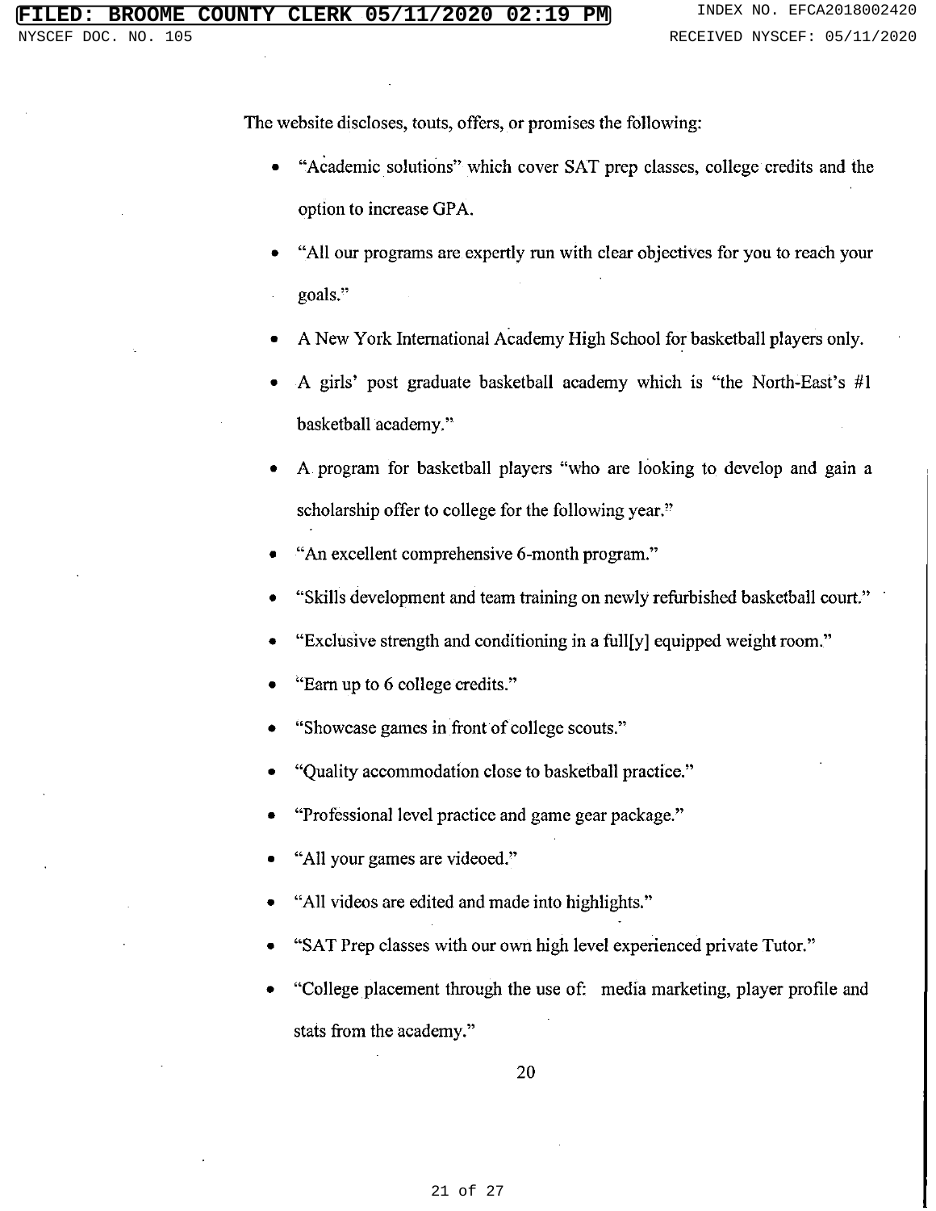The website discloses, touts, offers, or promises the following:

- "Academic solutions" which cover SAT prep classes, college credits and the option to increase GPA.
- "All our programs are expertly run with clear objectives for you to reach your goals."
- A New York International Academy High School for basketball players only.
- A girls' post graduate basketball academy which is "the North-East's #1 basketball academy."
- A program for basketball players "who are looking to develop and gain a scholarship offer to college for the following year."
- "An excellent comprehensive 6-month program."
- "Skills development and team training on newly refurbished basketball court."
- "Exclusive strength and conditioning in a full[y] equipped weight room."
- "Earn up to 6 college credits."
- "Showcase games in front of college scouts."
- "Quality accommodation close to basketball practice."
- "Professional level practice and game gear package."
- "All your games are videoed."
- "All videos are edited and made into highlights."
- "SAT Prep classes with our own high level experienced private Tutor."
- "College placement through the use of: media marketing, player profile and stats from the academy."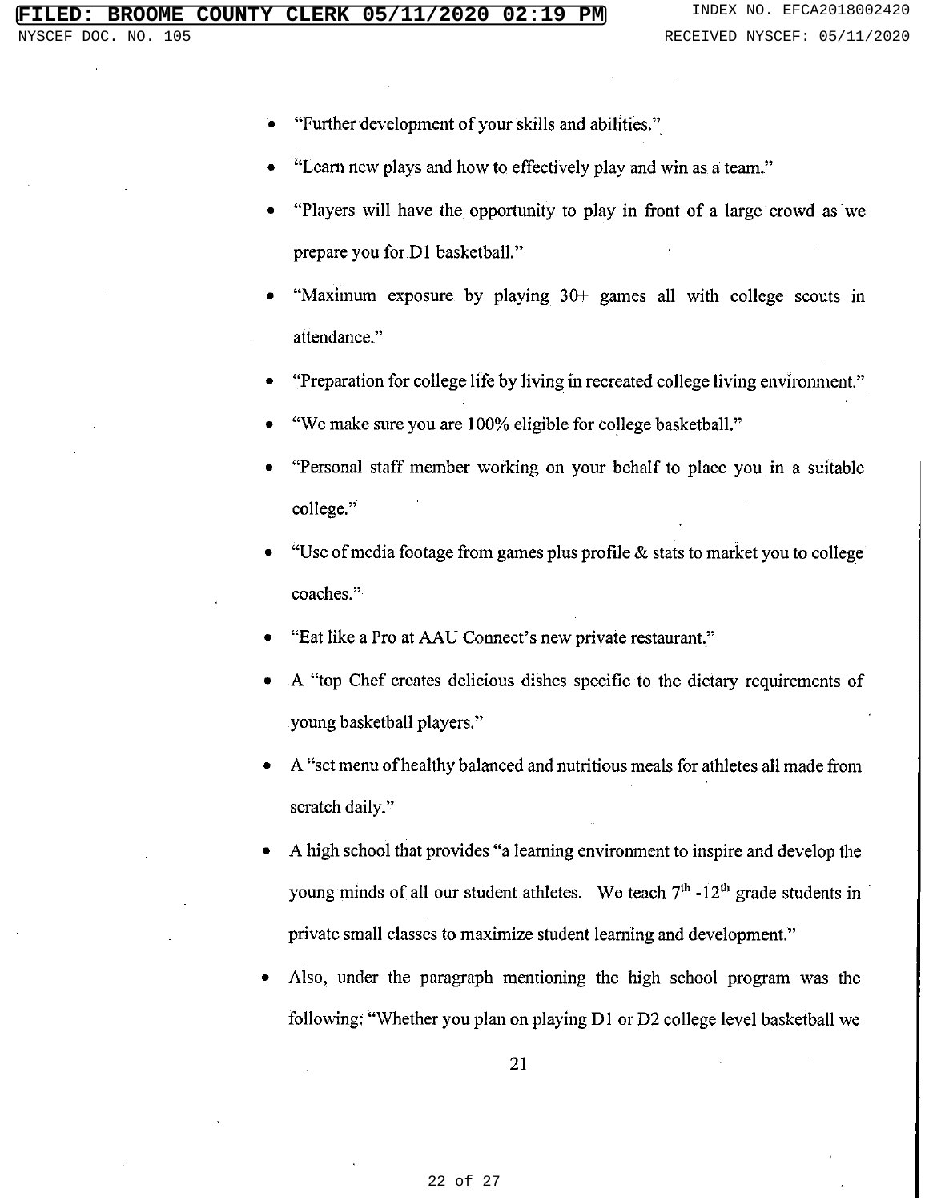- "Further development of your skills and abilities."
- "Learn new plays and how to effectively play and win as a team."
- "Players will have the opportunity to play in front of a large crowd as we prepare you for D1 basketball."
- "Maximum exposure by playing 30+ games all with college scouts in attendance."
- "Preparation for college life by living in recreated college living environment."
- "We make sure you are 100% eligible for college basketball."
- "Personal staff member working on your behalf to place you in a suitable college."
- "Use of media footage from games plus profile & stats to market you to college coaches."
- "Eat like a Pro at AAU Connect's new private restaurant."
- A "top Chef creates delicious dishes specific to the dietary requirements of young basketball players."
- A "set menu of healthy balanced and nutritious meals for athletes all made from scratch daily."
- A high school that provides "a learning environment to inspire and develop the young minds of all our student athletes. We teach 7th -12th grade students in private small classes to maximize student learning and development."
- Also, under the paragraph mentioning the high school program was the following: "Whether you plan on playing D1 or D2 college level basketball we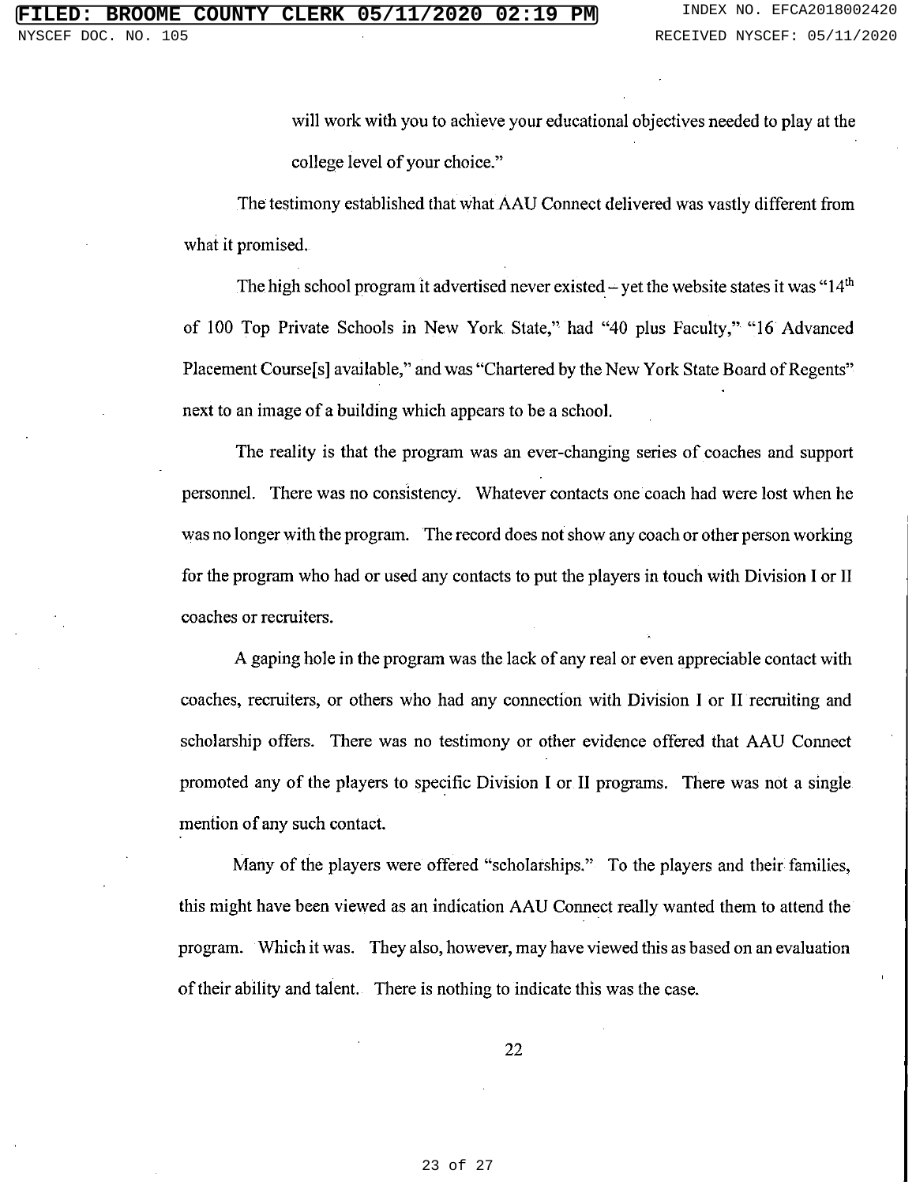will work with you to achieve your educational objectives needed to play at the college level of your choice."

The testimony established that what AAU Connect delivered was vastly different from what it promised.

The high school program it advertised never existed – yet the website states it was "14th of 100 Top Private Schools in New York State," had "40 plus Faculty," "16 Advanced Placement Course[s] available," and was "Chartered by the New York State Board of Regents" next to an image of a building which appears to be a school.

The reality is that the program was an ever-changing series of coaches and support personnel. There was no consistency. Whatever contacts one coach had were lost when he was no longer with the program. The record does not show any coach or other person working for the program who had or used any contacts to put the players in touch with Division I or II coaches or recruiters.

A gaping hole in the program was the lack of any real or even appreciable contact with coaches, recruiters, or others who had any connection with Division I or II recruiting and scholarship offers. There was no testimony or other evidence offered that AAU Connect promoted any of the players to specific Division I or II programs. There was not a single mention of any such contact.

Many of the players were offered "scholarships." To the players and their families, this might have been viewed as an indication AAU Connect really wanted them to attend the program. Which it was. They also, however, may have viewed this as based on an evaluation of their ability and talent. There is nothing to indicate this was the case.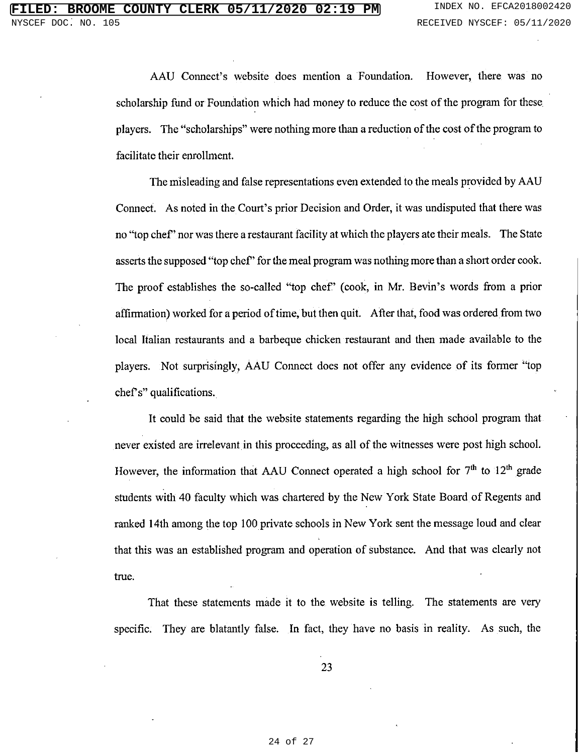AAU Connect's website does mention a Foundation. However, there was no scholarship fund or Foundation which had money to reduce the cost of the program for these players. The "scholarships" were nothing more than a reduction of the cost of the program to facilitate their enrollment.

The misleading and false representations even extended to the meals provided by AAU Connect. As noted in the Court's prior Decision and Order, it was undisputed that there was no "top chef" nor was there a restaurant facility at which the players ate their meals. The State asserts the supposed "top chef" for the meal program was nothing more than a short order cook. The proof establishes the so-called "top chef" (cook, in Mr. Bevin's words from a prior affirmation) worked for a period of time, but then quit. After that, food was ordered from two local Italian restaurants and a barbeque chicken restaurant and then made available to the players. Not surprisingly, AAU Connect does not offer any evidence of its former "top chef's" qualifications.

It could be said that the website statements regarding the high school program that never existed are irrelevant in this proceeding, as all of the witnesses were post high school. However, the information that AAU Connect operated a high school for 7th to 12th grade students with 40 faculty which was chartered by the New York State Board of Regents and ranked 14th among the top 100 private schools in New York sent the message loud and clear that this was an established program and operation of substance. And that was clearly not true.

That these statements made it to the website is telling. The statements are very specific. They are blatantly false. In fact, they have no basis in reality. As such, the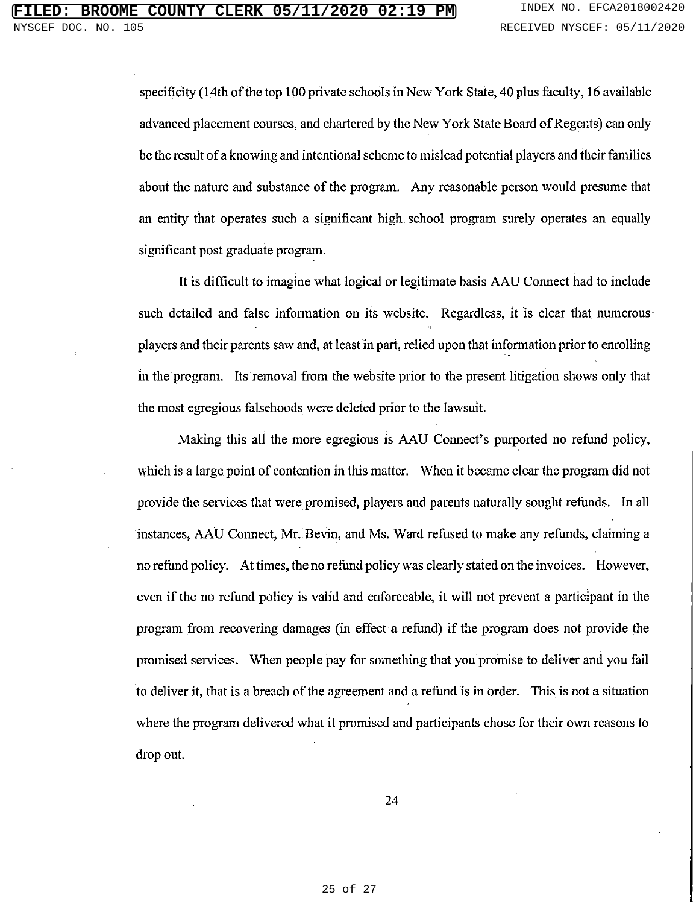specificity (14th of the top 100 private schools in New York State, 40 plus faculty, 16 available advanced placement courses, and chartered by the New York State Board of Regents) can only be the result of a knowing and intentional scheme to mislead potential players and their families about the nature and substance of the program. Any reasonable person would presume that an entity that operates such a significant high school program surely operates an equally significant post graduate program.

It is difficult to imagine what logical or legitimate basis AAU Connect had to include such detailed and false information on its website. Regardless, it is clear that numerous players and their parents saw and, at least in part, relied upon that information prior to enrolling in the program. Its removal from the website prior to the present litigation shows only that the most egregious falsehoods were deleted prior to the lawsuit.

Making this all the more egregious is AAU Connect's purported no refund policy, which is a large point of contention in this matter. When it became clear the program did not provide the services that were promised, players and parents naturally sought refunds. In all instances, AAU Connect, Mr. Bevin, and Ms. Ward refused to make any refunds, claiming a no refund policy. At times, the no refund policy was clearly stated on the invoices. However, even if the no refund policy is valid and enforceable, it will not prevent a participant in the program from recovering damages (in effect a refund) if the program does not provide the promised services. When people pay for something that you promise to deliver and you fail to deliver it, that is a breach of the agreement and a refund is in order. This is not a situation where the program delivered what it promised and participants chose for their own reasons to drop out.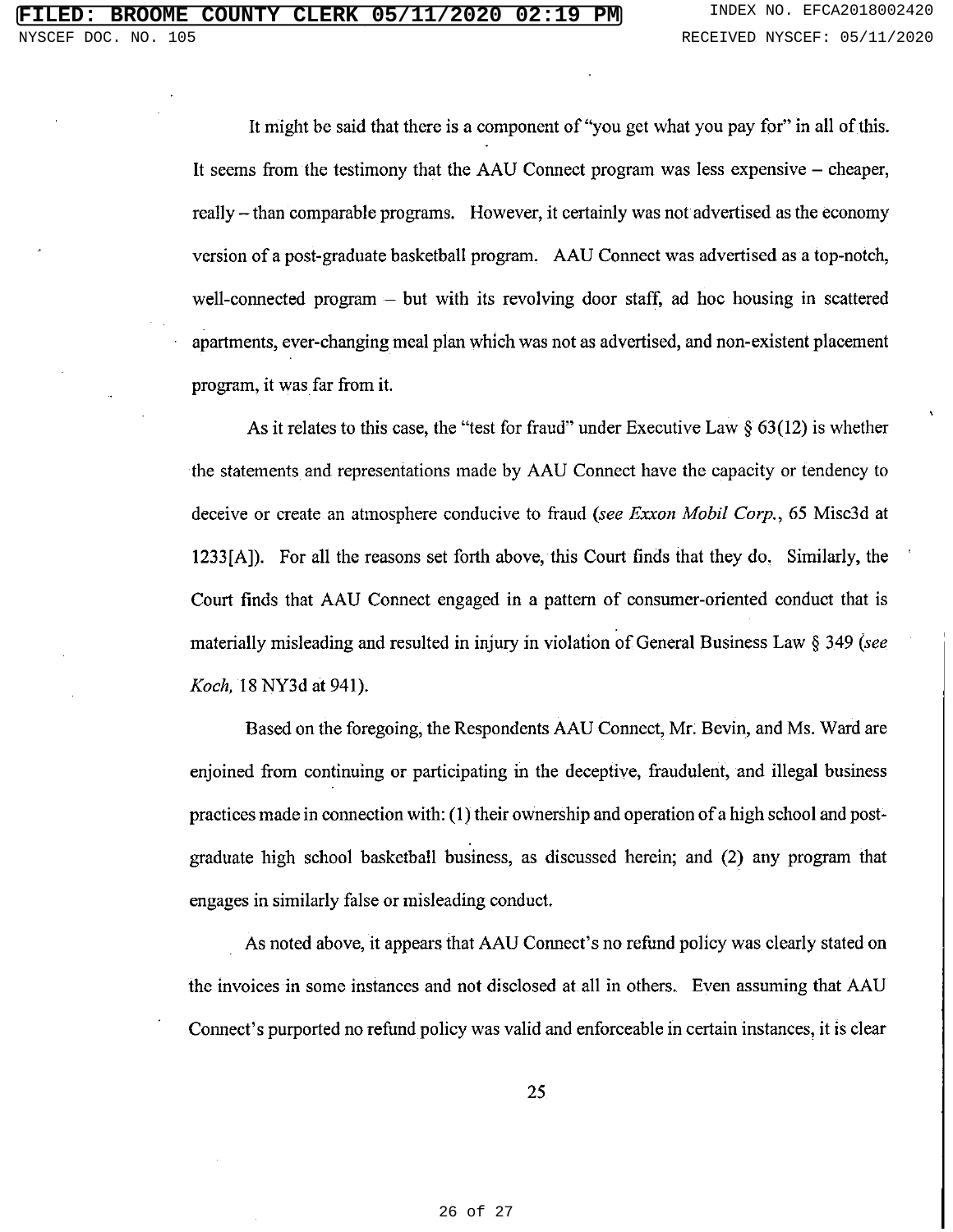It might be said that there is a component of "you get what you pay for" in all of this. It seems from the testimony that the AAU Connect program was less expensive – cheaper, really – than comparable programs. However, it certainly was not advertised as the economy version of a post-graduate basketball program. AAU Connect was advertised as a top-notch, well-connected program – but with its revolving door staff, ad hoc housing in scattered apartments, ever-changing meal plan which was not as advertised, and non-existent placement program, it was far from it.

As it relates to this case, the "test for fraud" under Executive Law § 63(12) is whether the statements and representations made by AAU Connect have the capacity or tendency to deceive or create an atmosphere conducive to fraud (*see Exxon Mobil Corp.*, 65 Misc3d at 1233[A]). For all the reasons set forth above, this Court finds that they do. Similarly, the Court finds that AAU Connect engaged in a pattern of consumer-oriented conduct that is materially misleading and resulted in injury in violation of General Business Law § 349 (*see Koch*, 18 NY3d at 941).

Based on the foregoing, the Respondents AAU Connect, Mr. Bevin, and Ms. Ward are enjoined from continuing or participating in the deceptive, fraudulent, and illegal business practices made in connection with: (1) their ownership and operation of a high school and post-graduate high school basketball business, as discussed herein; and (2) any program that engages in similarly false or misleading conduct.

As noted above, it appears that AAU Connect's no refund policy was clearly stated on the invoices in some instances and not disclosed at all in others. Even assuming that AAU Connect's purported no refund policy was valid and enforceable in certain instances, it is clear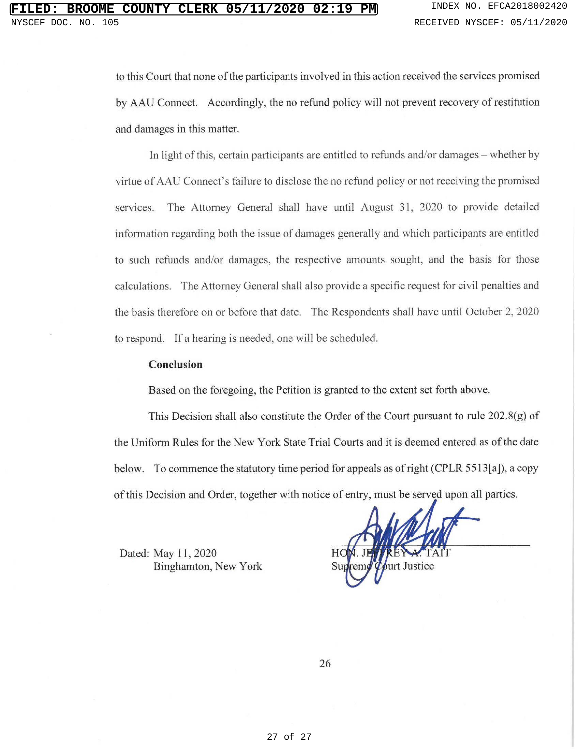to this Court that none of the participants involved in this action received the services promised by AAU Connect. Accordingly, the no refund policy will not prevent recovery of restitution and damages in this matter.

In light of this, certain participants are entitled to refunds and/or damages – whether by virtue of AAU Connect's failure to disclose the no refund policy or not receiving the promised services. The Attorney General shall have until August 31, 2020 to provide detailed information regarding both the issue of damages generally and which participants are entitled to such refunds and/or damages, the respective amounts sought, and the basis for those calculations. The Attorney General shall also provide a specific request for civil penalties and the basis therefore on or before that date. The Respondents shall have until October 2, 2020 to respond. If a hearing is needed, one will be scheduled.

**Conclusion**

Based on the foregoing, the Petition is granted to the extent set forth above.

This Decision shall also constitute the Order of the Court pursuant to rule 202.8(g) of the Uniform Rules for the New York State Trial Courts and it is deemed entered as of the date below. To commence the statutory time period for appeals as of right (CPLR 5513[a]), a copy of this Decision and Order, together with notice of entry, must be served upon all parties.

Dated: May 11, 2020
Binghamton, New York

HON. JEFFREY A. TAIT
Supreme Court Justice